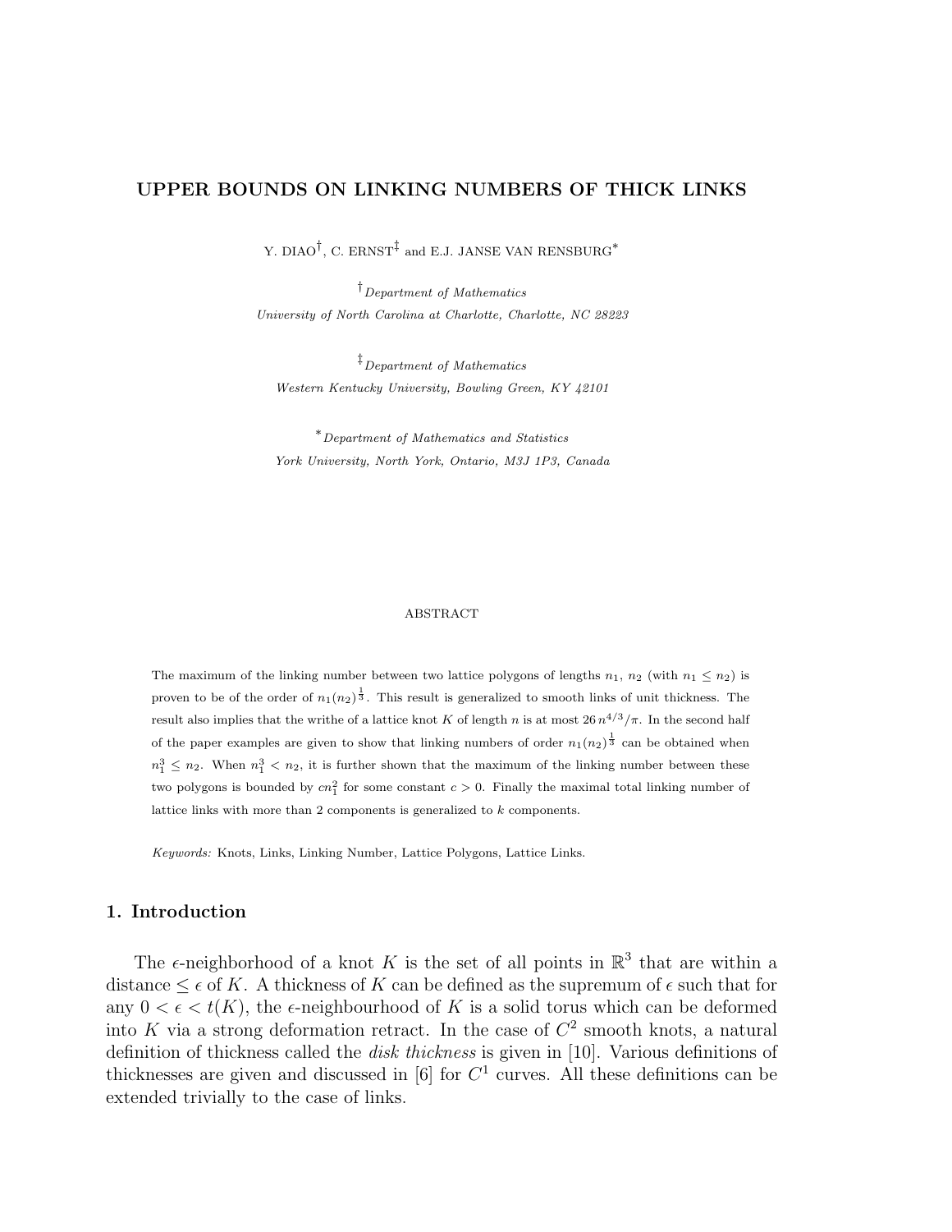# UPPER BOUNDS ON LINKING NUMBERS OF THICK LINKS

Y. DIAO[†], C. ERNST[‡] and E.J. JANSE VAN RENSBURG[*]

[†] *Department of Mathematics*
*University of North Carolina at Charlotte, Charlotte, NC 28223*

[‡] *Department of Mathematics*
*Western Kentucky University, Bowling Green, KY 42101*

[*] *Department of Mathematics and Statistics*
*York University, North York, Ontario, M3J 1P3, Canada*

ABSTRACT

The maximum of the linking number between two lattice polygons of lengths $n_1$, $n_2$ (with $n_1 \leq n_2$) is proven to be of the order of $n_1(n_2)^{\frac{1}{3}}$. This result is generalized to smooth links of unit thickness. The result also implies that the writhe of a lattice knot $K$ of length $n$ is at most $26\, n^{4/3}/\pi$. In the second half of the paper examples are given to show that linking numbers of order $n_1(n_2)^{\frac{1}{3}}$ can be obtained when $n_1^3 \leq n_2$. When $n_1^3 < n_2$, it is further shown that the maximum of the linking number between these two polygons is bounded by $cn_1^2$ for some constant $c > 0$. Finally the maximal total linking number of lattice links with more than 2 components is generalized to $k$ components.

*Keywords:* Knots, Links, Linking Number, Lattice Polygons, Lattice Links.

## 1. Introduction

The $\epsilon$-neighborhood of a knot $K$ is the set of all points in $\mathbb{R}^3$ that are within a distance $\leq \epsilon$ of $K$. A thickness of $K$ can be defined as the supremum of $\epsilon$ such that for any $0 < \epsilon < t(K)$, the $\epsilon$-neighbourhood of $K$ is a solid torus which can be deformed into $K$ via a strong deformation retract. In the case of $C^2$ smooth knots, a natural definition of thickness called the *disk thickness* is given in [10]. Various definitions of thicknesses are given and discussed in [6] for $C^1$ curves. All these definitions can be extended trivially to the case of links.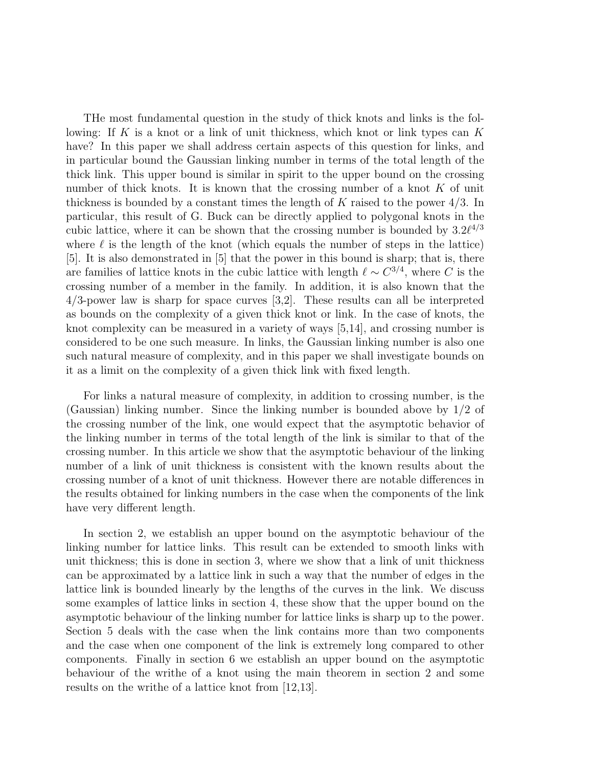THe most fundamental question in the study of thick knots and links is the following: If $K$ is a knot or a link of unit thickness, which knot or link types can $K$ have? In this paper we shall address certain aspects of this question for links, and in particular bound the Gaussian linking number in terms of the total length of the thick link. This upper bound is similar in spirit to the upper bound on the crossing number of thick knots. It is known that the crossing number of a knot $K$ of unit thickness is bounded by a constant times the length of $K$ raised to the power 4/3. In particular, this result of G. Buck can be directly applied to polygonal knots in the cubic lattice, where it can be shown that the crossing number is bounded by $3.2\ell^{4/3}$ where $\ell$ is the length of the knot (which equals the number of steps in the lattice) [5]. It is also demonstrated in [5] that the power in this bound is sharp; that is, there are families of lattice knots in the cubic lattice with length $\ell \sim C^{3/4}$, where $C$ is the crossing number of a member in the family. In addition, it is also known that the 4/3-power law is sharp for space curves [3,2]. These results can all be interpreted as bounds on the complexity of a given thick knot or link. In the case of knots, the knot complexity can be measured in a variety of ways [5,14], and crossing number is considered to be one such measure. In links, the Gaussian linking number is also one such natural measure of complexity, and in this paper we shall investigate bounds on it as a limit on the complexity of a given thick link with fixed length.

For links a natural measure of complexity, in addition to crossing number, is the (Gaussian) linking number. Since the linking number is bounded above by 1/2 of the crossing number of the link, one would expect that the asymptotic behavior of the linking number in terms of the total length of the link is similar to that of the crossing number. In this article we show that the asymptotic behaviour of the linking number of a link of unit thickness is consistent with the known results about the crossing number of a knot of unit thickness. However there are notable differences in the results obtained for linking numbers in the case when the components of the link have very different length.

In section 2, we establish an upper bound on the asymptotic behaviour of the linking number for lattice links. This result can be extended to smooth links with unit thickness; this is done in section 3, where we show that a link of unit thickness can be approximated by a lattice link in such a way that the number of edges in the lattice link is bounded linearly by the lengths of the curves in the link. We discuss some examples of lattice links in section 4, these show that the upper bound on the asymptotic behaviour of the linking number for lattice links is sharp up to the power. Section 5 deals with the case when the link contains more than two components and the case when one component of the link is extremely long compared to other components. Finally in section 6 we establish an upper bound on the asymptotic behaviour of the writhe of a knot using the main theorem in section 2 and some results on the writhe of a lattice knot from [12,13].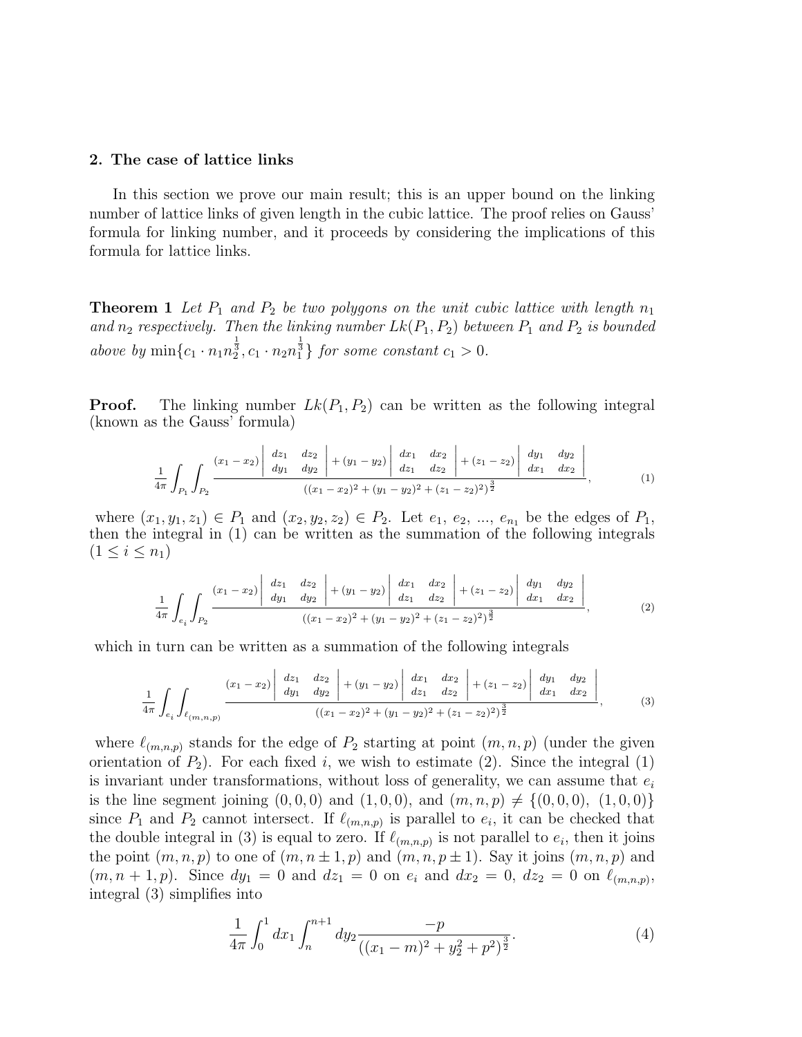## 2. The case of lattice links

In this section we prove our main result; this is an upper bound on the linking number of lattice links of given length in the cubic lattice. The proof relies on Gauss' formula for linking number, and it proceeds by considering the implications of this formula for lattice links.

**Theorem 1** *Let $P_1$ and $P_2$ be two polygons on the unit cubic lattice with length $n_1$ and $n_2$ respectively. Then the linking number $Lk(P_1, P_2)$ between $P_1$ and $P_2$ is bounded above by $\min\{c_1 \cdot n_1 n_2^{\frac{1}{3}}, c_1 \cdot n_2 n_1^{\frac{1}{3}}\}$ for some constant $c_1 > 0$.*

**Proof.** The linking number $Lk(P_1, P_2)$ can be written as the following integral (known as the Gauss' formula)

$$\frac{1}{4\pi}\int_{P_1}\int_{P_2} \frac{(x_1-x_2)\begin{vmatrix} dz_1 & dz_2 \\ dy_1 & dy_2 \end{vmatrix} + (y_1-y_2)\begin{vmatrix} dx_1 & dx_2 \\ dz_1 & dz_2 \end{vmatrix} + (z_1-z_2)\begin{vmatrix} dy_1 & dy_2 \\ dx_1 & dx_2 \end{vmatrix}}{((x_1-x_2)^2+(y_1-y_2)^2+(z_1-z_2)^2)^{\frac{3}{2}}}, \tag{1}$$

where $(x_1, y_1, z_1) \in P_1$ and $(x_2, y_2, z_2) \in P_2$. Let $e_1$, $e_2$, ..., $e_{n_1}$ be the edges of $P_1$, then the integral in (1) can be written as the summation of the following integrals ($1 \leq i \leq n_1$)

$$\frac{1}{4\pi}\int_{e_i}\int_{P_2} \frac{(x_1-x_2)\begin{vmatrix} dz_1 & dz_2 \\ dy_1 & dy_2 \end{vmatrix} + (y_1-y_2)\begin{vmatrix} dx_1 & dx_2 \\ dz_1 & dz_2 \end{vmatrix} + (z_1-z_2)\begin{vmatrix} dy_1 & dy_2 \\ dx_1 & dx_2 \end{vmatrix}}{((x_1-x_2)^2+(y_1-y_2)^2+(z_1-z_2)^2)^{\frac{3}{2}}}, \tag{2}$$

which in turn can be written as a summation of the following integrals

$$\frac{1}{4\pi}\int_{e_i}\int_{\ell_{(m,n,p)}} \frac{(x_1-x_2)\begin{vmatrix} dz_1 & dz_2 \\ dy_1 & dy_2 \end{vmatrix} + (y_1-y_2)\begin{vmatrix} dx_1 & dx_2 \\ dz_1 & dz_2 \end{vmatrix} + (z_1-z_2)\begin{vmatrix} dy_1 & dy_2 \\ dx_1 & dx_2 \end{vmatrix}}{((x_1-x_2)^2+(y_1-y_2)^2+(z_1-z_2)^2)^{\frac{3}{2}}}, \tag{3}$$

where $\ell_{(m,n,p)}$ stands for the edge of $P_2$ starting at point $(m, n, p)$ (under the given orientation of $P_2$). For each fixed $i$, we wish to estimate (2). Since the integral (1) is invariant under transformations, without loss of generality, we can assume that $e_i$ is the line segment joining $(0, 0, 0)$ and $(1, 0, 0)$, and $(m, n, p) \neq \{(0, 0, 0),\ (1, 0, 0)\}$ since $P_1$ and $P_2$ cannot intersect. If $\ell_{(m,n,p)}$ is parallel to $e_i$, it can be checked that the double integral in (3) is equal to zero. If $\ell_{(m,n,p)}$ is not parallel to $e_i$, then it joins the point $(m, n, p)$ to one of $(m, n \pm 1, p)$ and $(m, n, p \pm 1)$. Say it joins $(m, n, p)$ and $(m, n + 1, p)$. Since $dy_1 = 0$ and $dz_1 = 0$ on $e_i$ and $dx_2 = 0$, $dz_2 = 0$ on $\ell_{(m,n,p)}$, integral (3) simplifies into

$$\frac{1}{4\pi}\int_0^1 dx_1 \int_n^{n+1} dy_2 \frac{-p}{((x_1-m)^2+y_2^2+p^2)^{\frac{3}{2}}}. \tag{4}$$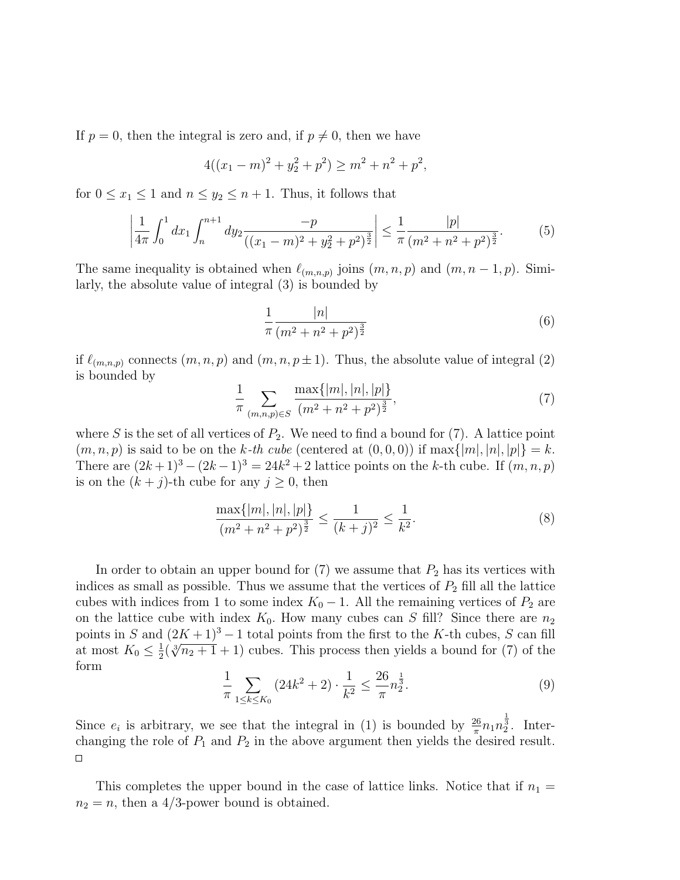If $p = 0$, then the integral is zero and, if $p \neq 0$, then we have

$$4((x_1 - m)^2 + y_2^2 + p^2) \geq m^2 + n^2 + p^2,$$

for $0 \leq x_1 \leq 1$ and $n \leq y_2 \leq n + 1$. Thus, it follows that

$$\left| \frac{1}{4\pi} \int_0^1 dx_1 \int_n^{n+1} dy_2 \frac{-p}{((x_1 - m)^2 + y_2^2 + p^2)^{\frac{3}{2}}} \right| \leq \frac{1}{\pi} \frac{|p|}{(m^2 + n^2 + p^2)^{\frac{3}{2}}}. \tag{5}$$

The same inequality is obtained when $\ell_{(m,n,p)}$ joins $(m, n, p)$ and $(m, n - 1, p)$. Similarly, the absolute value of integral (3) is bounded by

$$\frac{1}{\pi} \frac{|n|}{(m^2 + n^2 + p^2)^{\frac{3}{2}}} \tag{6}$$

if $\ell_{(m,n,p)}$ connects $(m, n, p)$ and $(m, n, p \pm 1)$. Thus, the absolute value of integral (2) is bounded by

$$\frac{1}{\pi} \sum_{(m,n,p) \in S} \frac{\max\{|m|, |n|, |p|\}}{(m^2 + n^2 + p^2)^{\frac{3}{2}}}, \tag{7}$$

where $S$ is the set of all vertices of $P_2$. We need to find a bound for (7). A lattice point $(m, n, p)$ is said to be on the *k-th cube* (centered at $(0, 0, 0)$) if $\max\{|m|, |n|, |p|\} = k$. There are $(2k + 1)^3 - (2k - 1)^3 = 24k^2 + 2$ lattice points on the $k$-th cube. If $(m, n, p)$ is on the $(k + j)$-th cube for any $j \geq 0$, then

$$\frac{\max\{|m|, |n|, |p|\}}{(m^2 + n^2 + p^2)^{\frac{3}{2}}} \leq \frac{1}{(k + j)^2} \leq \frac{1}{k^2}. \tag{8}$$

In order to obtain an upper bound for (7) we assume that $P_2$ has its vertices with indices as small as possible. Thus we assume that the vertices of $P_2$ fill all the lattice cubes with indices from 1 to some index $K_0 - 1$. All the remaining vertices of $P_2$ are on the lattice cube with index $K_0$. How many cubes can $S$ fill? Since there are $n_2$ points in $S$ and $(2K + 1)^3 - 1$ total points from the first to the $K$-th cubes, $S$ can fill at most $K_0 \leq \frac{1}{2}(\sqrt[3]{n_2 + 1} + 1)$ cubes. This process then yields a bound for (7) of the form

$$\frac{1}{\pi} \sum_{1 \leq k \leq K_0} (24k^2 + 2) \cdot \frac{1}{k^2} \leq \frac{26}{\pi} n_2^{\frac{1}{3}}. \tag{9}$$

Since $e_i$ is arbitrary, we see that the integral in (1) is bounded by $\frac{26}{\pi} n_1 n_2^{\frac{1}{3}}$. Interchanging the role of $P_1$ and $P_2$ in the above argument then yields the desired result. □

This completes the upper bound in the case of lattice links. Notice that if $n_1 = n_2 = n$, then a 4/3-power bound is obtained.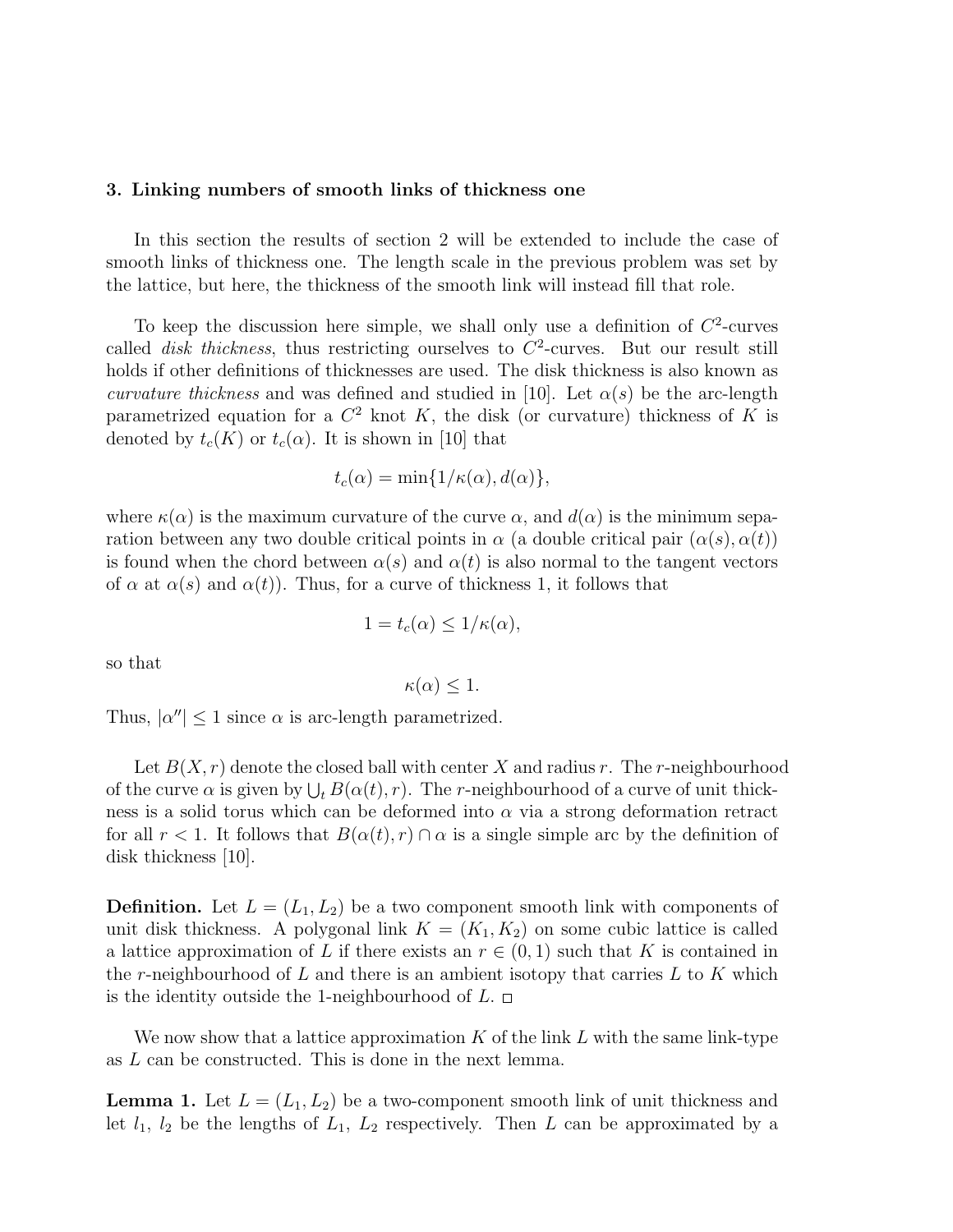### 3. Linking numbers of smooth links of thickness one

In this section the results of section 2 will be extended to include the case of smooth links of thickness one. The length scale in the previous problem was set by the lattice, but here, the thickness of the smooth link will instead fill that role.

To keep the discussion here simple, we shall only use a definition of $C^2$-curves called *disk thickness*, thus restricting ourselves to $C^2$-curves. But our result still holds if other definitions of thicknesses are used. The disk thickness is also known as *curvature thickness* and was defined and studied in [10]. Let $\alpha(s)$ be the arc-length parametrized equation for a $C^2$ knot $K$, the disk (or curvature) thickness of $K$ is denoted by $t_c(K)$ or $t_c(\alpha)$. It is shown in [10] that

$$t_c(\alpha) = \min\{1/\kappa(\alpha), d(\alpha)\},$$

where $\kappa(\alpha)$ is the maximum curvature of the curve $\alpha$, and $d(\alpha)$ is the minimum separation between any two double critical points in $\alpha$ (a double critical pair $(\alpha(s), \alpha(t))$ is found when the chord between $\alpha(s)$ and $\alpha(t)$ is also normal to the tangent vectors of $\alpha$ at $\alpha(s)$ and $\alpha(t)$). Thus, for a curve of thickness 1, it follows that

$$1 = t_c(\alpha) \leq 1/\kappa(\alpha),$$

so that

$$\kappa(\alpha) \leq 1.$$

Thus, $|\alpha''| \leq 1$ since $\alpha$ is arc-length parametrized.

Let $B(X, r)$ denote the closed ball with center $X$ and radius $r$. The $r$-neighbourhood of the curve $\alpha$ is given by $\bigcup_t B(\alpha(t), r)$. The $r$-neighbourhood of a curve of unit thickness is a solid torus which can be deformed into $\alpha$ via a strong deformation retract for all $r < 1$. It follows that $B(\alpha(t), r) \cap \alpha$ is a single simple arc by the definition of disk thickness [10].

**Definition.** Let $L = (L_1, L_2)$ be a two component smooth link with components of unit disk thickness. A polygonal link $K = (K_1, K_2)$ on some cubic lattice is called a lattice approximation of $L$ if there exists an $r \in (0, 1)$ such that $K$ is contained in the $r$-neighbourhood of $L$ and there is an ambient isotopy that carries $L$ to $K$ which is the identity outside the 1-neighbourhood of $L$. □

We now show that a lattice approximation $K$ of the link $L$ with the same link-type as $L$ can be constructed. This is done in the next lemma.

**Lemma 1.** Let $L = (L_1, L_2)$ be a two-component smooth link of unit thickness and let $l_1$, $l_2$ be the lengths of $L_1$, $L_2$ respectively. Then $L$ can be approximated by a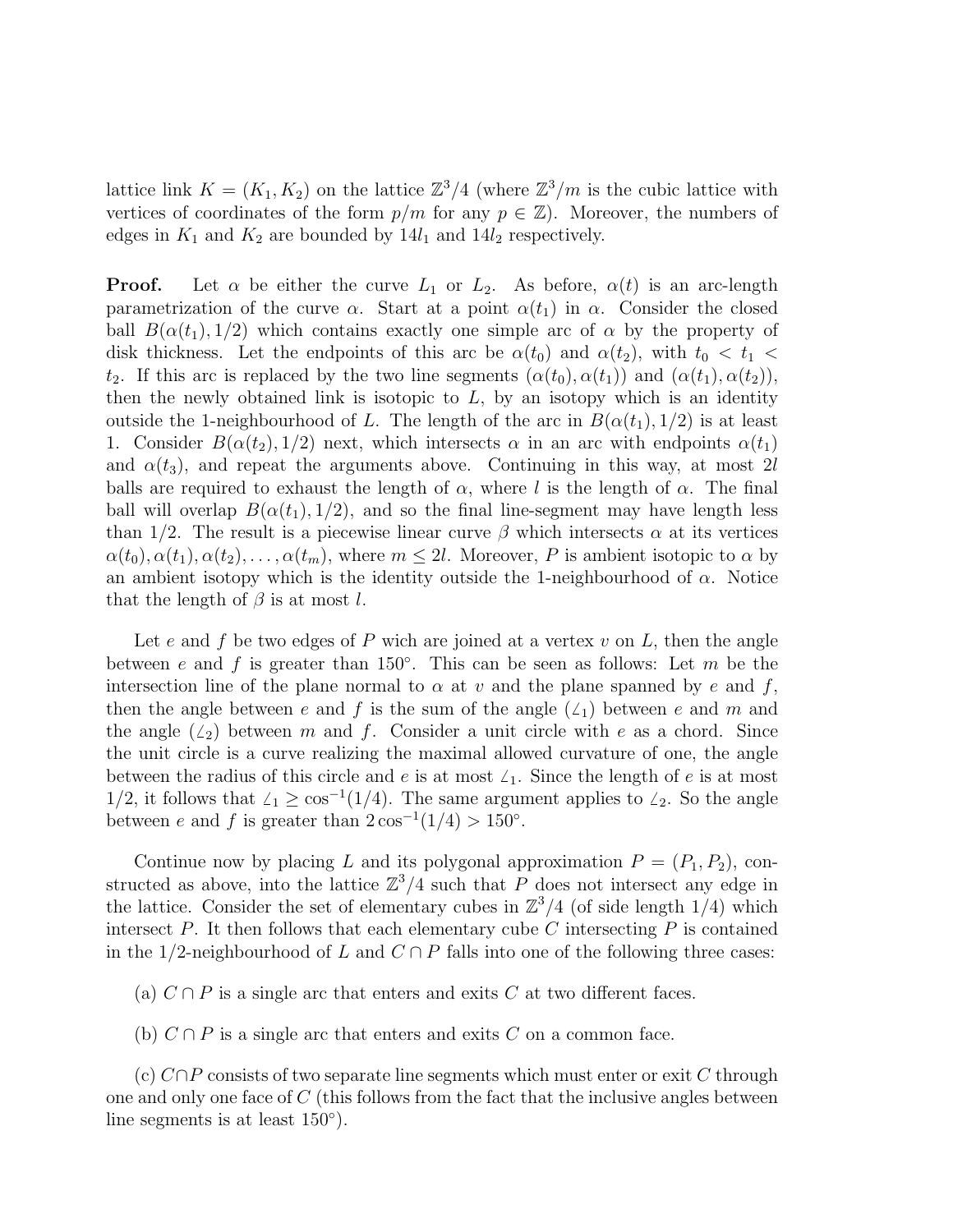lattice link $K = (K_1, K_2)$ on the lattice $\mathbb{Z}^3/4$ (where $\mathbb{Z}^3/m$ is the cubic lattice with vertices of coordinates of the form $p/m$ for any $p \in \mathbb{Z}$). Moreover, the numbers of edges in $K_1$ and $K_2$ are bounded by $14l_1$ and $14l_2$ respectively.

**Proof.** Let $\alpha$ be either the curve $L_1$ or $L_2$. As before, $\alpha(t)$ is an arc-length parametrization of the curve $\alpha$. Start at a point $\alpha(t_1)$ in $\alpha$. Consider the closed ball $B(\alpha(t_1), 1/2)$ which contains exactly one simple arc of $\alpha$ by the property of disk thickness. Let the endpoints of this arc be $\alpha(t_0)$ and $\alpha(t_2)$, with $t_0 < t_1 < t_2$. If this arc is replaced by the two line segments $(\alpha(t_0), \alpha(t_1))$ and $(\alpha(t_1), \alpha(t_2))$, then the newly obtained link is isotopic to $L$, by an isotopy which is an identity outside the 1-neighbourhood of $L$. The length of the arc in $B(\alpha(t_1), 1/2)$ is at least 1. Consider $B(\alpha(t_2), 1/2)$ next, which intersects $\alpha$ in an arc with endpoints $\alpha(t_1)$ and $\alpha(t_3)$, and repeat the arguments above. Continuing in this way, at most $2l$ balls are required to exhaust the length of $\alpha$, where $l$ is the length of $\alpha$. The final ball will overlap $B(\alpha(t_1), 1/2)$, and so the final line-segment may have length less than $1/2$. The result is a piecewise linear curve $\beta$ which intersects $\alpha$ at its vertices $\alpha(t_0), \alpha(t_1), \alpha(t_2), \ldots, \alpha(t_m)$, where $m \leq 2l$. Moreover, $P$ is ambient isotopic to $\alpha$ by an ambient isotopy which is the identity outside the 1-neighbourhood of $\alpha$. Notice that the length of $\beta$ is at most $l$.

Let $e$ and $f$ be two edges of $P$ wich are joined at a vertex $v$ on $L$, then the angle between $e$ and $f$ is greater than $150^\circ$. This can be seen as follows: Let $m$ be the intersection line of the plane normal to $\alpha$ at $v$ and the plane spanned by $e$ and $f$, then the angle between $e$ and $f$ is the sum of the angle ($\angle_1$) between $e$ and $m$ and the angle ($\angle_2$) between $m$ and $f$. Consider a unit circle with $e$ as a chord. Since the unit circle is a curve realizing the maximal allowed curvature of one, the angle between the radius of this circle and $e$ is at most $\angle_1$. Since the length of $e$ is at most $1/2$, it follows that $\angle_1 \geq \cos^{-1}(1/4)$. The same argument applies to $\angle_2$. So the angle between $e$ and $f$ is greater than $2\cos^{-1}(1/4) > 150^\circ$.

Continue now by placing $L$ and its polygonal approximation $P = (P_1, P_2)$, constructed as above, into the lattice $\mathbb{Z}^3/4$ such that $P$ does not intersect any edge in the lattice. Consider the set of elementary cubes in $\mathbb{Z}^3/4$ (of side length $1/4$) which intersect $P$. It then follows that each elementary cube $C$ intersecting $P$ is contained in the $1/2$-neighbourhood of $L$ and $C \cap P$ falls into one of the following three cases:

(a) $C \cap P$ is a single arc that enters and exits $C$ at two different faces.

(b) $C \cap P$ is a single arc that enters and exits $C$ on a common face.

(c) $C \cap P$ consists of two separate line segments which must enter or exit $C$ through one and only one face of $C$ (this follows from the fact that the inclusive angles between line segments is at least $150^\circ$).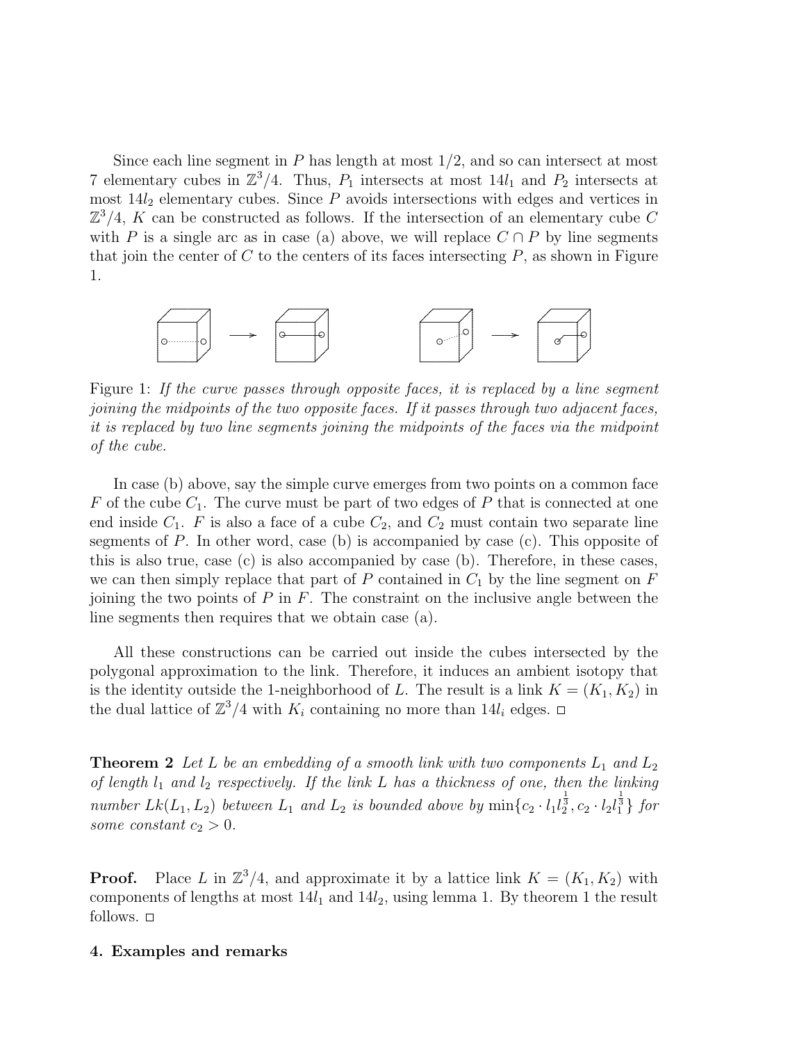Since each line segment in $P$ has length at most $1/2$, and so can intersect at most 7 elementary cubes in $\mathbb{Z}^3/4$. Thus, $P_1$ intersects at most $14l_1$ and $P_2$ intersects at most $14l_2$ elementary cubes. Since $P$ avoids intersections with edges and vertices in $\mathbb{Z}^3/4$, $K$ can be constructed as follows. If the intersection of an elementary cube $C$ with $P$ is a single arc as in case (a) above, we will replace $C \cap P$ by line segments that join the center of $C$ to the centers of its faces intersecting $P$, as shown in Figure 1.

Figure 1: *If the curve passes through opposite faces, it is replaced by a line segment joining the midpoints of the two opposite faces. If it passes through two adjacent faces, it is replaced by two line segments joining the midpoints of the faces via the midpoint of the cube.*

In case (b) above, say the simple curve emerges from two points on a common face $F$ of the cube $C_1$. The curve must be part of two edges of $P$ that is connected at one end inside $C_1$. $F$ is also a face of a cube $C_2$, and $C_2$ must contain two separate line segments of $P$. In other word, case (b) is accompanied by case (c). This opposite of this is also true, case (c) is also accompanied by case (b). Therefore, in these cases, we can then simply replace that part of $P$ contained in $C_1$ by the line segment on $F$ joining the two points of $P$ in $F$. The constraint on the inclusive angle between the line segments then requires that we obtain case (a).

All these constructions can be carried out inside the cubes intersected by the polygonal approximation to the link. Therefore, it induces an ambient isotopy that is the identity outside the 1-neighborhood of $L$. The result is a link $K = (K_1, K_2)$ in the dual lattice of $\mathbb{Z}^3/4$ with $K_i$ containing no more than $14l_i$ edges. □

**Theorem 2** *Let $L$ be an embedding of a smooth link with two components $L_1$ and $L_2$ of length $l_1$ and $l_2$ respectively. If the link $L$ has a thickness of one, then the linking number $Lk(L_1, L_2)$ between $L_1$ and $L_2$ is bounded above by $\min\{c_2 \cdot l_1 l_2^{\frac{1}{3}}, c_2 \cdot l_2 l_1^{\frac{1}{3}}\}$ for some constant $c_2 > 0$.*

**Proof.** Place $L$ in $\mathbb{Z}^3/4$, and approximate it by a lattice link $K = (K_1, K_2)$ with components of lengths at most $14l_1$ and $14l_2$, using lemma 1. By theorem 1 the result follows. □

## 4. Examples and remarks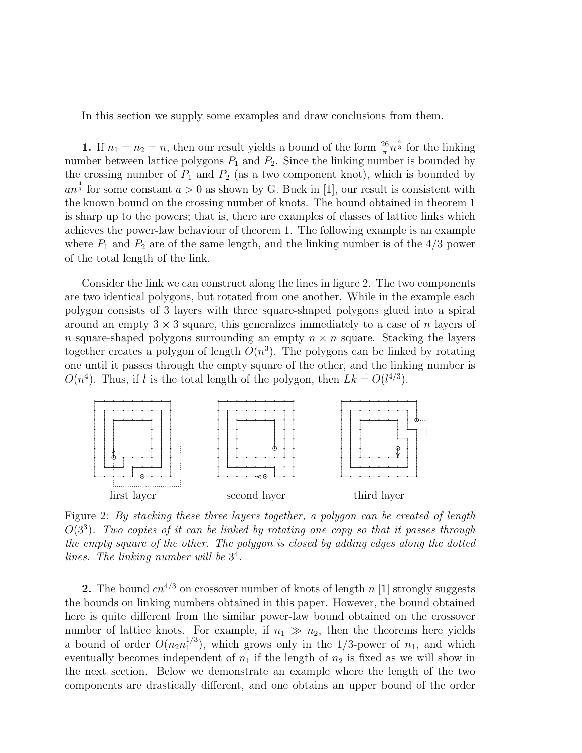In this section we supply some examples and draw conclusions from them.

**1.** If $n_1 = n_2 = n$, then our result yields a bound of the form $\frac{26}{\pi} n^{\frac{4}{3}}$ for the linking number between lattice polygons $P_1$ and $P_2$. Since the linking number is bounded by the crossing number of $P_1$ and $P_2$ (as a two component knot), which is bounded by $an^{\frac{4}{3}}$ for some constant $a > 0$ as shown by G. Buck in [1], our result is consistent with the known bound on the crossing number of knots. The bound obtained in theorem 1 is sharp up to the powers; that is, there are examples of classes of lattice links which achieves the power-law behaviour of theorem 1. The following example is an example where $P_1$ and $P_2$ are of the same length, and the linking number is of the 4/3 power of the total length of the link.

Consider the link we can construct along the lines in figure 2. The two components are two identical polygons, but rotated from one another. While in the example each polygon consists of 3 layers with three square-shaped polygons glued into a spiral around an empty $3 \times 3$ square, this generalizes immediately to a case of $n$ layers of $n$ square-shaped polygons surrounding an empty $n \times n$ square. Stacking the layers together creates a polygon of length $O(n^3)$. The polygons can be linked by rotating one until it passes through the empty square of the other, and the linking number is $O(n^4)$. Thus, if $l$ is the total length of the polygon, then $Lk = O(l^{4/3})$.

first layer　　second layer　　third layer

Figure 2: *By stacking these three layers together, a polygon can be created of length $O(3^3)$. Two copies of it can be linked by rotating one copy so that it passes through the empty square of the other. The polygon is closed by adding edges along the dotted lines. The linking number will be $3^4$.*

**2.** The bound $cn^{4/3}$ on crossover number of knots of length $n$ [1] strongly suggests the bounds on linking numbers obtained in this paper. However, the bound obtained here is quite different from the similar power-law bound obtained on the crossover number of lattice knots. For example, if $n_1 \gg n_2$, then the theorems here yields a bound of order $O(n_2 n_1^{1/3})$, which grows only in the 1/3-power of $n_1$, and which eventually becomes independent of $n_1$ if the length of $n_2$ is fixed as we will show in the next section. Below we demonstrate an example where the length of the two components are drastically different, and one obtains an upper bound of the order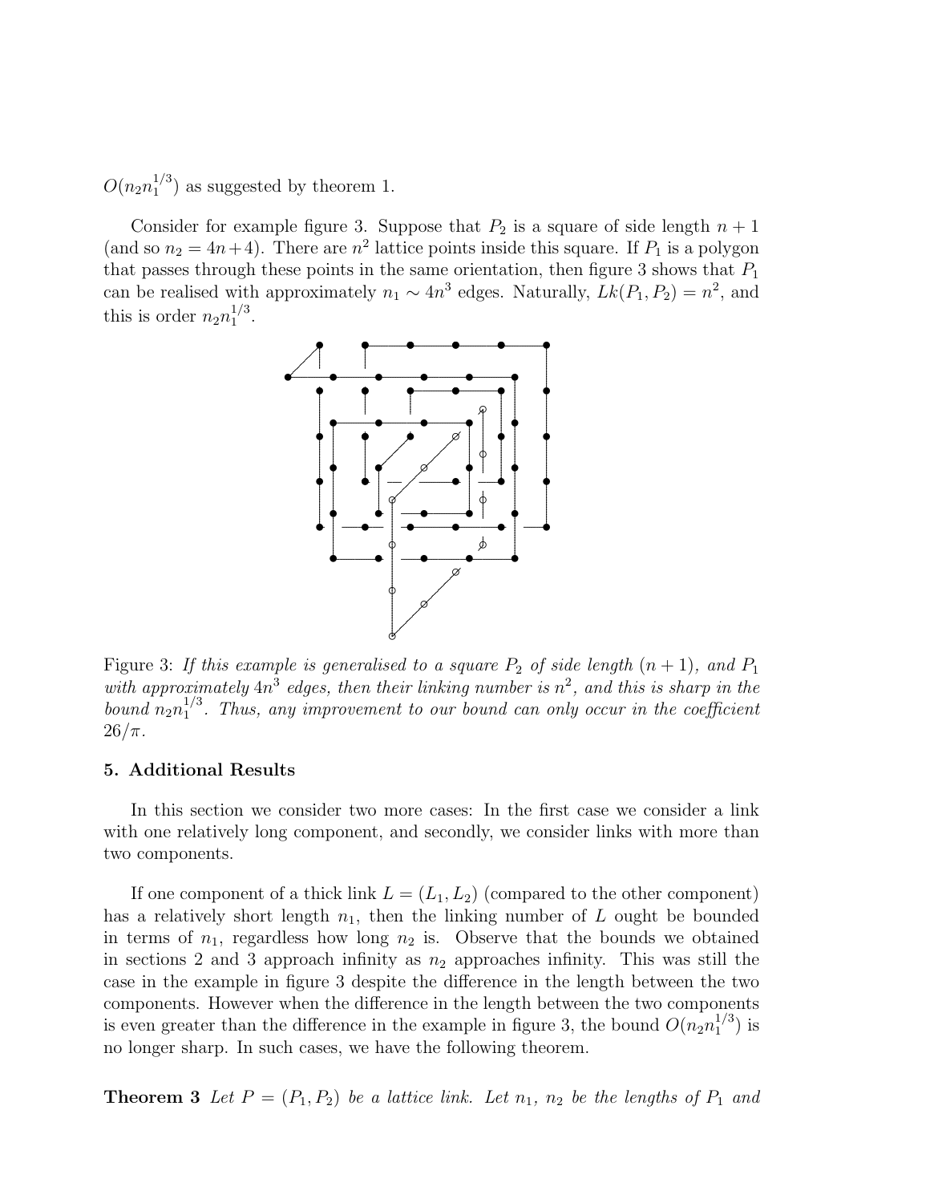$O(n_2 n_1^{1/3})$ as suggested by theorem 1.

Consider for example figure 3. Suppose that $P_2$ is a square of side length $n+1$ (and so $n_2 = 4n+4$). There are $n^2$ lattice points inside this square. If $P_1$ is a polygon that passes through these points in the same orientation, then figure 3 shows that $P_1$ can be realised with approximately $n_1 \sim 4n^3$ edges. Naturally, $Lk(P_1, P_2) = n^2$, and this is order $n_2 n_1^{1/3}$.

Figure 3: *If this example is generalised to a square $P_2$ of side length $(n+1)$, and $P_1$ with approximately $4n^3$ edges, then their linking number is $n^2$, and this is sharp in the bound $n_2 n_1^{1/3}$. Thus, any improvement to our bound can only occur in the coefficient $26/\pi$.*

## 5. Additional Results

In this section we consider two more cases: In the first case we consider a link with one relatively long component, and secondly, we consider links with more than two components.

If one component of a thick link $L = (L_1, L_2)$ (compared to the other component) has a relatively short length $n_1$, then the linking number of $L$ ought be bounded in terms of $n_1$, regardless how long $n_2$ is. Observe that the bounds we obtained in sections 2 and 3 approach infinity as $n_2$ approaches infinity. This was still the case in the example in figure 3 despite the difference in the length between the two components. However when the difference in the length between the two components is even greater than the difference in the example in figure 3, the bound $O(n_2 n_1^{1/3})$ is no longer sharp. In such cases, we have the following theorem.

**Theorem 3** *Let $P = (P_1, P_2)$ be a lattice link. Let $n_1$, $n_2$ be the lengths of $P_1$ and*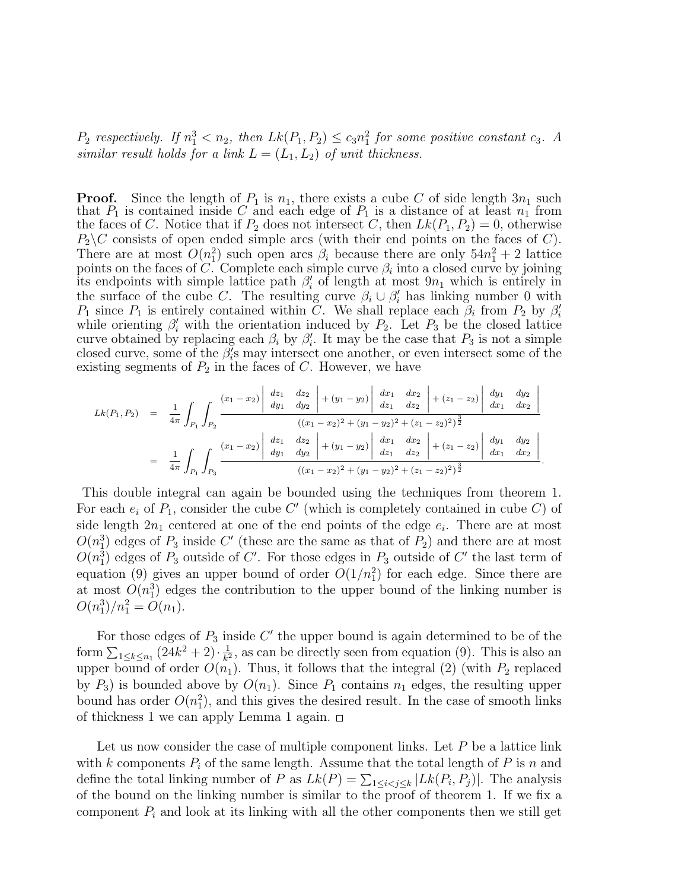*$P_2$ respectively. If $n_1^3 < n_2$, then $Lk(P_1, P_2) \leq c_3 n_1^2$ for some positive constant $c_3$. A similar result holds for a link $L = (L_1, L_2)$ of unit thickness.*

**Proof.** Since the length of $P_1$ is $n_1$, there exists a cube $C$ of side length $3n_1$ such that $P_1$ is contained inside $C$ and each edge of $P_1$ is a distance of at least $n_1$ from the faces of $C$. Notice that if $P_2$ does not intersect $C$, then $Lk(P_1, P_2) = 0$, otherwise $P_2 \backslash C$ consists of open ended simple arcs (with their end points on the faces of $C$). There are at most $O(n_1^2)$ such open arcs $\beta_i$ because there are only $54n_1^2 + 2$ lattice points on the faces of $C$. Complete each simple curve $\beta_i$ into a closed curve by joining its endpoints with simple lattice path $\beta_i'$ of length at most $9n_1$ which is entirely in the surface of the cube $C$. The resulting curve $\beta_i \cup \beta_i'$ has linking number 0 with $P_1$ since $P_1$ is entirely contained within $C$. We shall replace each $\beta_i$ from $P_2$ by $\beta_i'$ while orienting $\beta_i'$ with the orientation induced by $P_2$. Let $P_3$ be the closed lattice curve obtained by replacing each $\beta_i$ by $\beta_i'$. It may be the case that $P_3$ is not a simple closed curve, some of the $\beta_i'$s may intersect one another, or even intersect some of the existing segments of $P_2$ in the faces of $C$. However, we have

$$
\begin{aligned}
Lk(P_1, P_2) &= \frac{1}{4\pi}\int_{P_1}\int_{P_2} \frac{(x_1 - x_2)\begin{vmatrix} dz_1 & dz_2 \\ dy_1 & dy_2 \end{vmatrix} + (y_1 - y_2)\begin{vmatrix} dx_1 & dx_2 \\ dz_1 & dz_2 \end{vmatrix} + (z_1 - z_2)\begin{vmatrix} dy_1 & dy_2 \\ dx_1 & dx_2 \end{vmatrix}}{((x_1 - x_2)^2 + (y_1 - y_2)^2 + (z_1 - z_2)^2)^{\frac{3}{2}}} \\
&= \frac{1}{4\pi}\int_{P_1}\int_{P_3} \frac{(x_1 - x_2)\begin{vmatrix} dz_1 & dz_2 \\ dy_1 & dy_2 \end{vmatrix} + (y_1 - y_2)\begin{vmatrix} dx_1 & dx_2 \\ dz_1 & dz_2 \end{vmatrix} + (z_1 - z_2)\begin{vmatrix} dy_1 & dy_2 \\ dx_1 & dx_2 \end{vmatrix}}{((x_1 - x_2)^2 + (y_1 - y_2)^2 + (z_1 - z_2)^2)^{\frac{3}{2}}}.
\end{aligned}
$$

This double integral can again be bounded using the techniques from theorem 1. For each $e_i$ of $P_1$, consider the cube $C'$ (which is completely contained in cube $C$) of side length $2n_1$ centered at one of the end points of the edge $e_i$. There are at most $O(n_1^3)$ edges of $P_3$ inside $C'$ (these are the same as that of $P_2$) and there are at most $O(n_1^3)$ edges of $P_3$ outside of $C'$. For those edges in $P_3$ outside of $C'$ the last term of equation (9) gives an upper bound of order $O(1/n_1^2)$ for each edge. Since there are at most $O(n_1^3)$ edges the contribution to the upper bound of the linking number is $O(n_1^3)/n_1^2 = O(n_1)$.

For those edges of $P_3$ inside $C'$ the upper bound is again determined to be of the form $\sum_{1 \leq k \leq n_1} (24k^2 + 2) \cdot \frac{1}{k^2}$, as can be directly seen from equation (9). This is also an upper bound of order $O(n_1)$. Thus, it follows that the integral (2) (with $P_2$ replaced by $P_3$) is bounded above by $O(n_1)$. Since $P_1$ contains $n_1$ edges, the resulting upper bound has order $O(n_1^2)$, and this gives the desired result. In the case of smooth links of thickness 1 we can apply Lemma 1 again. □

Let us now consider the case of multiple component links. Let $P$ be a lattice link with $k$ components $P_i$ of the same length. Assume that the total length of $P$ is $n$ and define the total linking number of $P$ as $Lk(P) = \sum_{1 \leq i < j \leq k} |Lk(P_i, P_j)|$. The analysis of the bound on the linking number is similar to the proof of theorem 1. If we fix a component $P_i$ and look at its linking with all the other components then we still get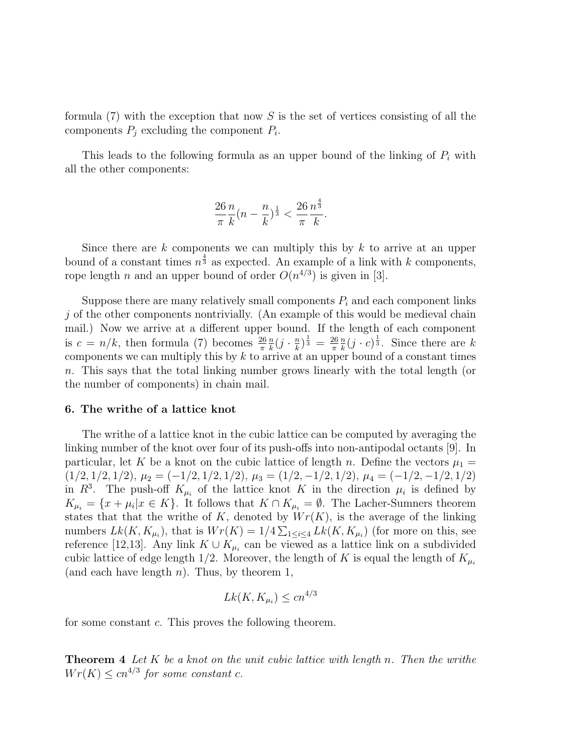formula (7) with the exception that now $S$ is the set of vertices consisting of all the components $P_j$ excluding the component $P_i$.

This leads to the following formula as an upper bound of the linking of $P_i$ with all the other components:

$$\frac{26}{\pi}\frac{n}{k}(n-\frac{n}{k})^{\frac{1}{3}} < \frac{26}{\pi}\frac{n^{\frac{4}{3}}}{k}.$$

Since there are $k$ components we can multiply this by $k$ to arrive at an upper bound of a constant times $n^{\frac{4}{3}}$ as expected. An example of a link with $k$ components, rope length $n$ and an upper bound of order $O(n^{4/3})$ is given in [3].

Suppose there are many relatively small components $P_i$ and each component links $j$ of the other components nontrivially. (An example of this would be medieval chain mail.) Now we arrive at a different upper bound. If the length of each component is $c = n/k$, then formula (7) becomes $\frac{26}{\pi}\frac{n}{k}(j \cdot \frac{n}{k})^{\frac{1}{3}} = \frac{26}{\pi}\frac{n}{k}(j \cdot c)^{\frac{1}{3}}$. Since there are $k$ components we can multiply this by $k$ to arrive at an upper bound of a constant times $n$. This says that the total linking number grows linearly with the total length (or the number of components) in chain mail.

## 6. The writhe of a lattice knot

The writhe of a lattice knot in the cubic lattice can be computed by averaging the linking number of the knot over four of its push-offs into non-antipodal octants [9]. In particular, let $K$ be a knot on the cubic lattice of length $n$. Define the vectors $\mu_1 = (1/2, 1/2, 1/2)$, $\mu_2 = (-1/2, 1/2, 1/2)$, $\mu_3 = (1/2, -1/2, 1/2)$, $\mu_4 = (-1/2, -1/2, 1/2)$ in $R^3$. The push-off $K_{\mu_i}$ of the lattice knot $K$ in the direction $\mu_i$ is defined by $K_{\mu_i} = \{x + \mu_i | x \in K\}$. It follows that $K \cap K_{\mu_i} = \emptyset$. The Lacher-Sumners theorem states that that the writhe of $K$, denoted by $Wr(K)$, is the average of the linking numbers $Lk(K, K_{\mu_i})$, that is $Wr(K) = 1/4 \sum_{1 \le i \le 4} Lk(K, K_{\mu_i})$ (for more on this, see reference [12,13]. Any link $K \cup K_{\mu_i}$ can be viewed as a lattice link on a subdivided cubic lattice of edge length 1/2. Moreover, the length of $K$ is equal the length of $K_{\mu_i}$ (and each have length $n$). Thus, by theorem 1,

$$Lk(K, K_{\mu_i}) \le cn^{4/3}$$

for some constant $c$. This proves the following theorem.

**Theorem 4** *Let $K$ be a knot on the unit cubic lattice with length $n$. Then the writhe $Wr(K) \le cn^{4/3}$ for some constant $c$.*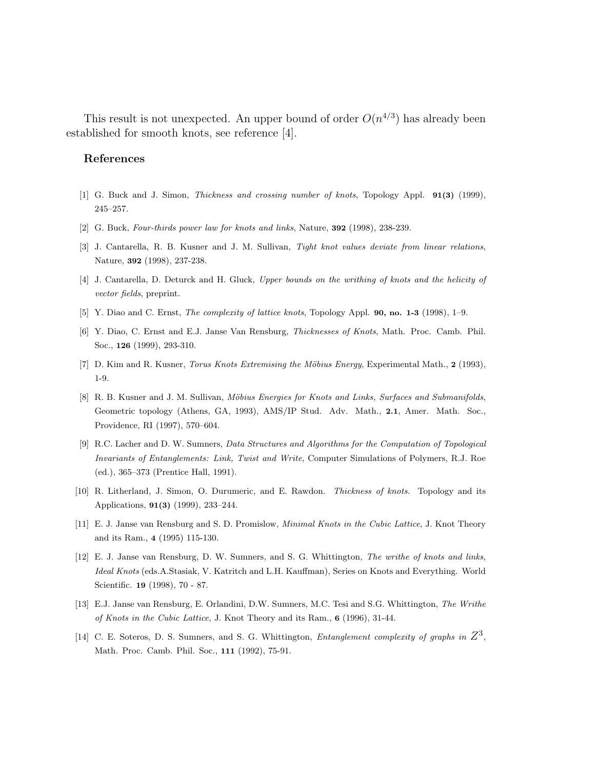This result is not unexpected. An upper bound of order $O(n^{4/3})$ has already been established for smooth knots, see reference [4].

## References

[1] G. Buck and J. Simon, *Thickness and crossing number of knots*, Topology Appl. **91(3)** (1999), 245–257.

[2] G. Buck, *Four-thirds power law for knots and links*, Nature, **392** (1998), 238-239.

[3] J. Cantarella, R. B. Kusner and J. M. Sullivan, *Tight knot values deviate from linear relations*, Nature, **392** (1998), 237-238.

[4] J. Cantarella, D. Deturck and H. Gluck, *Upper bounds on the writhing of knots and the helicity of vector fields*, preprint.

[5] Y. Diao and C. Ernst, *The complexity of lattice knots*, Topology Appl. **90, no. 1-3** (1998), 1–9.

[6] Y. Diao, C. Ernst and E.J. Janse Van Rensburg, *Thicknesses of Knots*, Math. Proc. Camb. Phil. Soc., **126** (1999), 293-310.

[7] D. Kim and R. Kusner, *Torus Knots Extremising the Möbius Energy*, Experimental Math., **2** (1993), 1-9.

[8] R. B. Kusner and J. M. Sullivan, *Möbius Energies for Knots and Links, Surfaces and Submanifolds*, Geometric topology (Athens, GA, 1993), AMS/IP Stud. Adv. Math., **2.1**, Amer. Math. Soc., Providence, RI (1997), 570–604.

[9] R.C. Lacher and D. W. Sumners, *Data Structures and Algorithms for the Computation of Topological Invariants of Entanglements: Link, Twist and Write*, Computer Simulations of Polymers, R.J. Roe (ed.), 365–373 (Prentice Hall, 1991).

[10] R. Litherland, J. Simon, O. Durumeric, and E. Rawdon. *Thickness of knots.* Topology and its Applications, **91(3)** (1999), 233–244.

[11] E. J. Janse van Rensburg and S. D. Promislow, *Minimal Knots in the Cubic Lattice*, J. Knot Theory and its Ram., **4** (1995) 115-130.

[12] E. J. Janse van Rensburg, D. W. Sumners, and S. G. Whittington, *The writhe of knots and links*, *Ideal Knots* (eds.A.Stasiak, V. Katritch and L.H. Kauffman), Series on Knots and Everything. World Scientific. **19** (1998), 70 - 87.

[13] E.J. Janse van Rensburg, E. Orlandini, D.W. Sumners, M.C. Tesi and S.G. Whittington, *The Writhe of Knots in the Cubic Lattice*, J. Knot Theory and its Ram., **6** (1996), 31-44.

[14] C. E. Soteros, D. S. Sumners, and S. G. Whittington, *Entanglement complexity of graphs in $Z^3$*, Math. Proc. Camb. Phil. Soc., **111** (1992), 75-91.